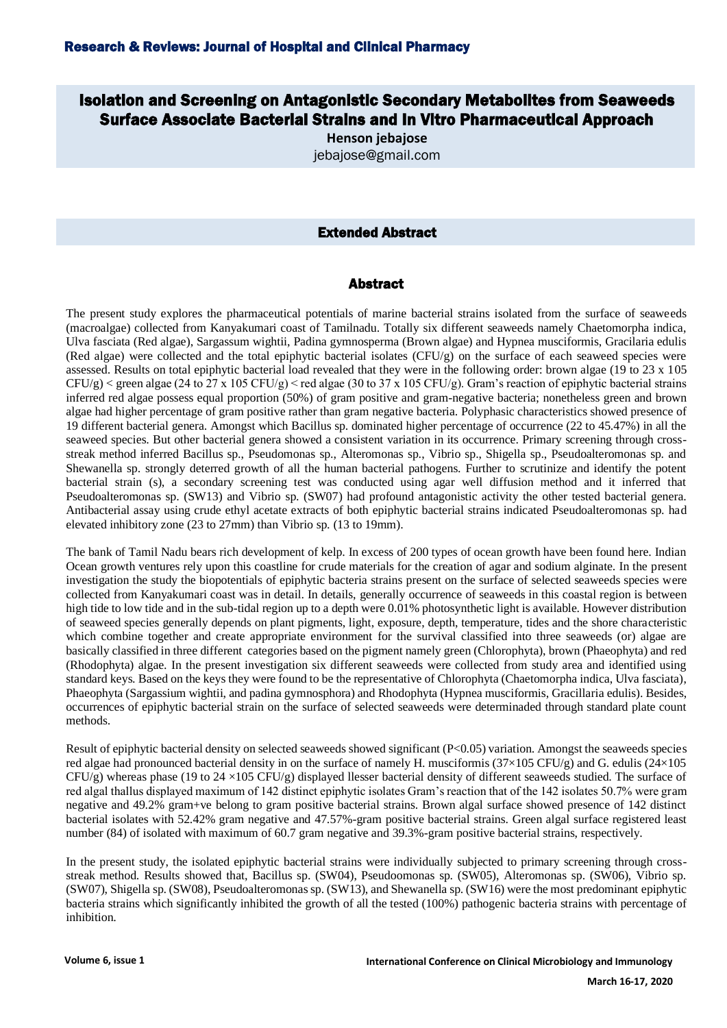# Isolation and Screening on Antagonistic Secondary Metabolites from Seaweeds Surface Associate Bacterial Strains and In Vitro Pharmaceutical Approach

**Henson jebajose**

jebajose@gmail.com

## Extended Abstract

## Abstract

The present study explores the pharmaceutical potentials of marine bacterial strains isolated from the surface of seaweeds (macroalgae) collected from Kanyakumari coast of Tamilnadu. Totally six different seaweeds namely Chaetomorpha indica, Ulva fasciata (Red algae), Sargassum wightii, Padina gymnosperma (Brown algae) and Hypnea musciformis, Gracilaria edulis (Red algae) were collected and the total epiphytic bacterial isolates (CFU/g) on the surface of each seaweed species were assessed. Results on total epiphytic bacterial load revealed that they were in the following order: brown algae (19 to 23 x 105 CFU/g) < green algae (24 to 27 x 105 CFU/g) < red algae (30 to 37 x 105 CFU/g). Gram's reaction of epiphytic bacterial strains inferred red algae possess equal proportion (50%) of gram positive and gram-negative bacteria; nonetheless green and brown algae had higher percentage of gram positive rather than gram negative bacteria. Polyphasic characteristics showed presence of 19 different bacterial genera. Amongst which Bacillus sp. dominated higher percentage of occurrence (22 to 45.47%) in all the seaweed species. But other bacterial genera showed a consistent variation in its occurrence. Primary screening through cross-streak method inferred Bacillus sp., Pseudomonas sp., Alteromonas sp., Vibrio sp., Shigella sp., Pseudoalteromonas sp. and Shewanella sp. strongly deterred growth of all the human bacterial pathogens. Further to scrutinize and identify the potent bacterial strain (s), a secondary screening test was conducted using agar well diffusion method and it inferred that Pseudoalteromonas sp. (SW13) and Vibrio sp. (SW07) had profound antagonistic activity the other tested bacterial genera. Antibacterial assay using crude ethyl acetate extracts of both epiphytic bacterial strains indicated Pseudoalteromonas sp. had elevated inhibitory zone (23 to 27mm) than Vibrio sp. (13 to 19mm).

The bank of Tamil Nadu bears rich development of kelp. In excess of 200 types of ocean growth have been found here. Indian Ocean growth ventures rely upon this coastline for crude materials for the creation of agar and sodium alginate. In the present investigation the study the biopotentials of epiphytic bacteria strains present on the surface of selected seaweeds species were collected from Kanyakumari coast was in detail. In details, generally occurrence of seaweeds in this coastal region is between high tide to low tide and in the sub-tidal region up to a depth were 0.01% photosynthetic light is available. However distribution of seaweed species generally depends on plant pigments, light, exposure, depth, temperature, tides and the shore characteristic which combine together and create appropriate environment for the survival classified into three seaweeds (or) algae are basically classified in three different categories based on the pigment namely green (Chlorophyta), brown (Phaeophyta) and red (Rhodophyta) algae. In the present investigation six different seaweeds were collected from study area and identified using standard keys. Based on the keys they were found to be the representative of Chlorophyta (Chaetomorpha indica, Ulva fasciata), Phaeophyta (Sargassium wightii, and padina gymnosphora) and Rhodophyta (Hypnea musciformis, Gracillaria edulis). Besides, occurrences of epiphytic bacterial strain on the surface of selected seaweeds were determinaded through standard plate count methods.

Result of epiphytic bacterial density on selected seaweeds showed significant ($P<0.05$) variation. Amongst the seaweeds species red algae had pronounced bacterial density in on the surface of namely H. musciformis (37×105 CFU/g) and G. edulis (24×105 CFU/g) whereas phase (19 to 24 ×105 CFU/g) displayed llesser bacterial density of different seaweeds studied. The surface of red algal thallus displayed maximum of 142 distinct epiphytic isolates Gram's reaction that of the 142 isolates 50.7% were gram negative and 49.2% gram+ve belong to gram positive bacterial strains. Brown algal surface showed presence of 142 distinct bacterial isolates with 52.42% gram negative and 47.57%-gram positive bacterial strains. Green algal surface registered least number (84) of isolated with maximum of 60.7 gram negative and 39.3%-gram positive bacterial strains, respectively.

In the present study, the isolated epiphytic bacterial strains were individually subjected to primary screening through cross-streak method. Results showed that, Bacillus sp. (SW04), Pseudoomonas sp. (SW05), Alteromonas sp. (SW06), Vibrio sp. (SW07), Shigella sp. (SW08), Pseudoalteromonas sp. (SW13), and Shewanella sp. (SW16) were the most predominant epiphytic bacteria strains which significantly inhibited the growth of all the tested (100%) pathogenic bacteria strains with percentage of inhibition.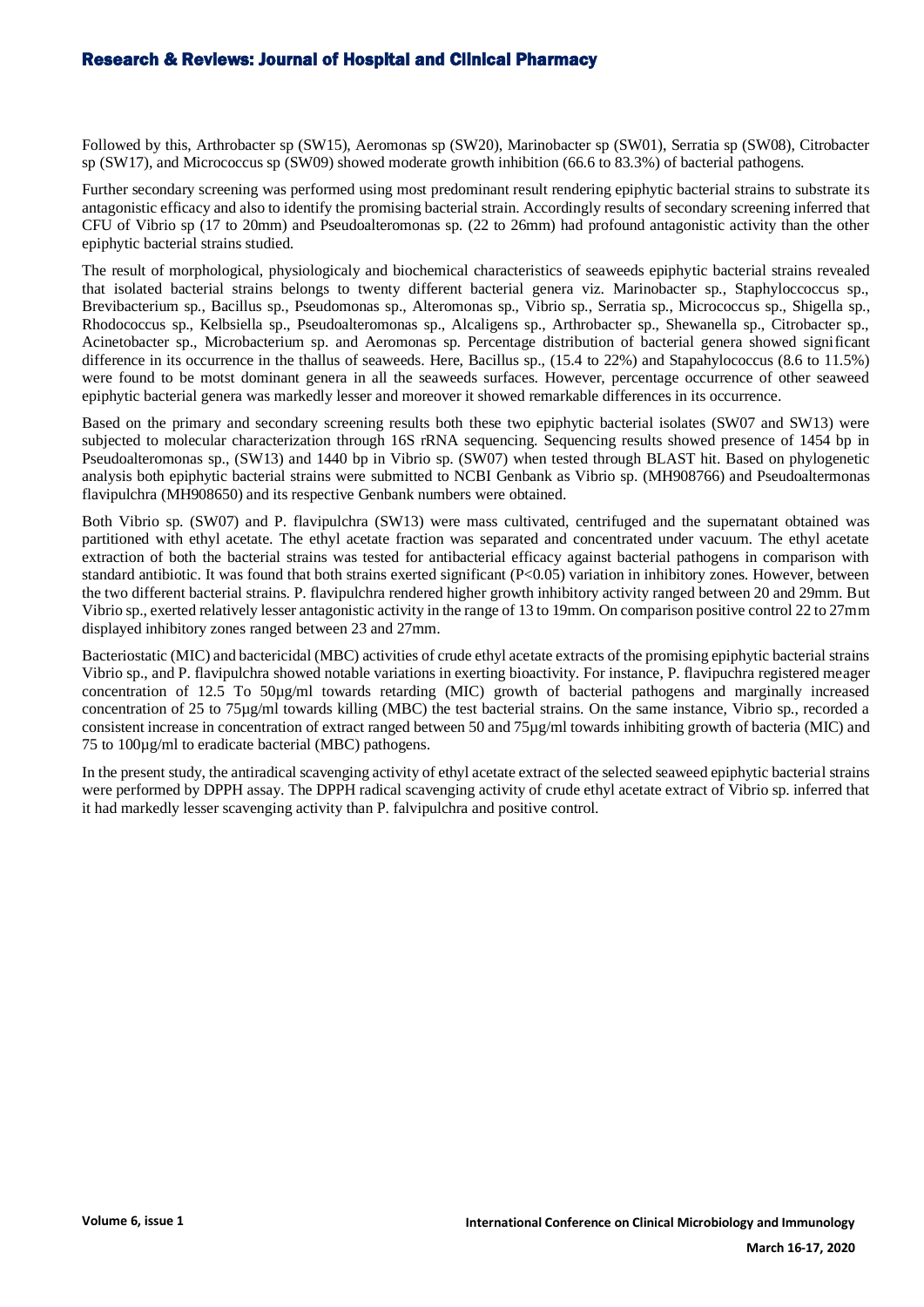Followed by this, Arthrobacter sp (SW15), Aeromonas sp (SW20), Marinobacter sp (SW01), Serratia sp (SW08), Citrobacter sp (SW17), and Micrococcus sp (SW09) showed moderate growth inhibition (66.6 to 83.3%) of bacterial pathogens.

Further secondary screening was performed using most predominant result rendering epiphytic bacterial strains to substrate its antagonistic efficacy and also to identify the promising bacterial strain. Accordingly results of secondary screening inferred that CFU of Vibrio sp (17 to 20mm) and Pseudoalteromonas sp. (22 to 26mm) had profound antagonistic activity than the other epiphytic bacterial strains studied.

The result of morphological, physiologicaly and biochemical characteristics of seaweeds epiphytic bacterial strains revealed that isolated bacterial strains belongs to twenty different bacterial genera viz. Marinobacter sp., Staphyloccoccus sp., Brevibacterium sp., Bacillus sp., Pseudomonas sp., Alteromonas sp., Vibrio sp., Serratia sp., Micrococcus sp., Shigella sp., Rhodococcus sp., Kelbsiella sp., Pseudoalteromonas sp., Alcaligens sp., Arthrobacter sp., Shewanella sp., Citrobacter sp., Acinetobacter sp., Microbacterium sp. and Aeromonas sp. Percentage distribution of bacterial genera showed significant difference in its occurrence in the thallus of seaweeds. Here, Bacillus sp., (15.4 to 22%) and Stapahylococcus (8.6 to 11.5%) were found to be motst dominant genera in all the seaweeds surfaces. However, percentage occurrence of other seaweed epiphytic bacterial genera was markedly lesser and moreover it showed remarkable differences in its occurrence.

Based on the primary and secondary screening results both these two epiphytic bacterial isolates (SW07 and SW13) were subjected to molecular characterization through 16S rRNA sequencing. Sequencing results showed presence of 1454 bp in Pseudoalteromonas sp., (SW13) and 1440 bp in Vibrio sp. (SW07) when tested through BLAST hit. Based on phylogenetic analysis both epiphytic bacterial strains were submitted to NCBI Genbank as Vibrio sp. (MH908766) and Pseudoaltermonas flavipulchra (MH908650) and its respective Genbank numbers were obtained.

Both Vibrio sp. (SW07) and P. flavipulchra (SW13) were mass cultivated, centrifuged and the supernatant obtained was partitioned with ethyl acetate. The ethyl acetate fraction was separated and concentrated under vacuum. The ethyl acetate extraction of both the bacterial strains was tested for antibacterial efficacy against bacterial pathogens in comparison with standard antibiotic. It was found that both strains exerted significant ($P<0.05$) variation in inhibitory zones. However, between the two different bacterial strains. P. flavipulchra rendered higher growth inhibitory activity ranged between 20 and 29mm. But Vibrio sp., exerted relatively lesser antagonistic activity in the range of 13 to 19mm. On comparison positive control 22 to 27mm displayed inhibitory zones ranged between 23 and 27mm.

Bacteriostatic (MIC) and bactericidal (MBC) activities of crude ethyl acetate extracts of the promising epiphytic bacterial strains Vibrio sp., and P. flavipulchra showed notable variations in exerting bioactivity. For instance, P. flavipuchra registered meager concentration of 12.5 To 50µg/ml towards retarding (MIC) growth of bacterial pathogens and marginally increased concentration of 25 to 75µg/ml towards killing (MBC) the test bacterial strains. On the same instance, Vibrio sp., recorded a consistent increase in concentration of extract ranged between 50 and 75µg/ml towards inhibiting growth of bacteria (MIC) and 75 to 100µg/ml to eradicate bacterial (MBC) pathogens.

In the present study, the antiradical scavenging activity of ethyl acetate extract of the selected seaweed epiphytic bacterial strains were performed by DPPH assay. The DPPH radical scavenging activity of crude ethyl acetate extract of Vibrio sp. inferred that it had markedly lesser scavenging activity than P. falvipulchra and positive control.